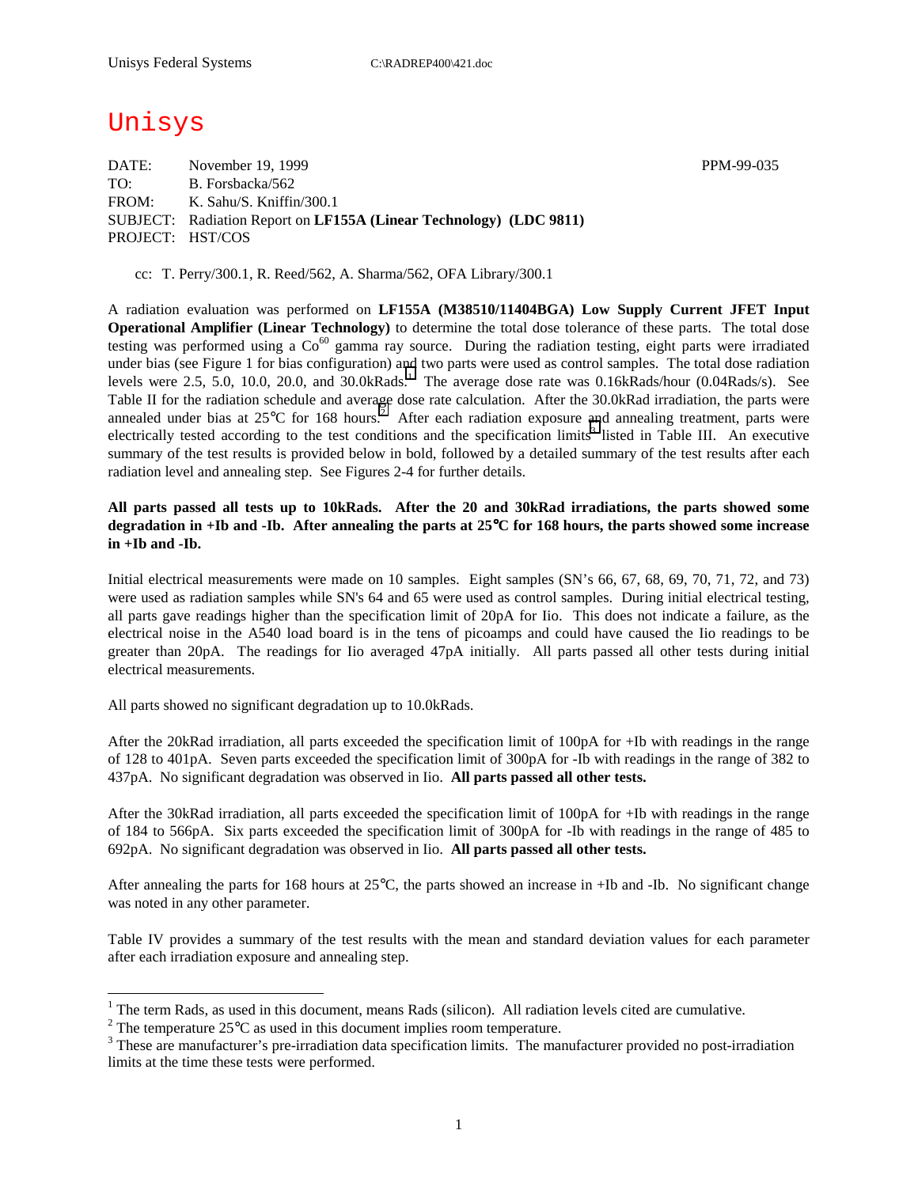Unisys Federal Systems C:\RADREP400\421.doc

# Unisys

DATE: November 19, 1999 PPM-99-035

TO: B. Forsbacka/562

FROM: K. Sahu/S. Kniffin/300.1

SUBJECT: Radiation Report on **LF155A (Linear Technology) (LDC 9811)**

PROJECT: HST/COS

cc: T. Perry/300.1, R. Reed/562, A. Sharma/562, OFA Library/300.1

A radiation evaluation was performed on **LF155A (M38510/11404BGA) Low Supply Current JFET Input Operational Amplifier (Linear Technology)** to determine the total dose tolerance of these parts. The total dose testing was performed using a $Co^{60}$ gamma ray source. During the radiation testing, eight parts were irradiated under bias (see Figure 1 for bias configuration) and two parts were used as control samples. The total dose radiation levels were 2.5, 5.0, 10.0, 20.0, and 30.0kRads.[1] The average dose rate was 0.16kRads/hour (0.04Rads/s). See Table II for the radiation schedule and average dose rate calculation. After the 30.0kRad irradiation, the parts were annealed under bias at 25°C for 168 hours.[2] After each radiation exposure and annealing treatment, parts were electrically tested according to the test conditions and the specification limits[3] listed in Table III. An executive summary of the test results is provided below in bold, followed by a detailed summary of the test results after each radiation level and annealing step. See Figures 2-4 for further details.

**All parts passed all tests up to 10kRads. After the 20 and 30kRad irradiations, the parts showed some degradation in +Ib and -Ib. After annealing the parts at 25°C for 168 hours, the parts showed some increase in +Ib and -Ib.**

Initial electrical measurements were made on 10 samples. Eight samples (SN's 66, 67, 68, 69, 70, 71, 72, and 73) were used as radiation samples while SN's 64 and 65 were used as control samples. During initial electrical testing, all parts gave readings higher than the specification limit of 20pA for Iio. This does not indicate a failure, as the electrical noise in the A540 load board is in the tens of picoamps and could have caused the Iio readings to be greater than 20pA. The readings for Iio averaged 47pA initially. All parts passed all other tests during initial electrical measurements.

All parts showed no significant degradation up to 10.0kRads.

After the 20kRad irradiation, all parts exceeded the specification limit of 100pA for +Ib with readings in the range of 128 to 401pA. Seven parts exceeded the specification limit of 300pA for -Ib with readings in the range of 382 to 437pA. No significant degradation was observed in Iio. **All parts passed all other tests.**

After the 30kRad irradiation, all parts exceeded the specification limit of 100pA for +Ib with readings in the range of 184 to 566pA. Six parts exceeded the specification limit of 300pA for -Ib with readings in the range of 485 to 692pA. No significant degradation was observed in Iio. **All parts passed all other tests.**

After annealing the parts for 168 hours at 25°C, the parts showed an increase in +Ib and -Ib. No significant change was noted in any other parameter.

Table IV provides a summary of the test results with the mean and standard deviation values for each parameter after each irradiation exposure and annealing step.

---

[1] The term Rads, as used in this document, means Rads (silicon). All radiation levels cited are cumulative.

[2] The temperature 25°C as used in this document implies room temperature.

[3] These are manufacturer's pre-irradiation data specification limits. The manufacturer provided no post-irradiation limits at the time these tests were performed.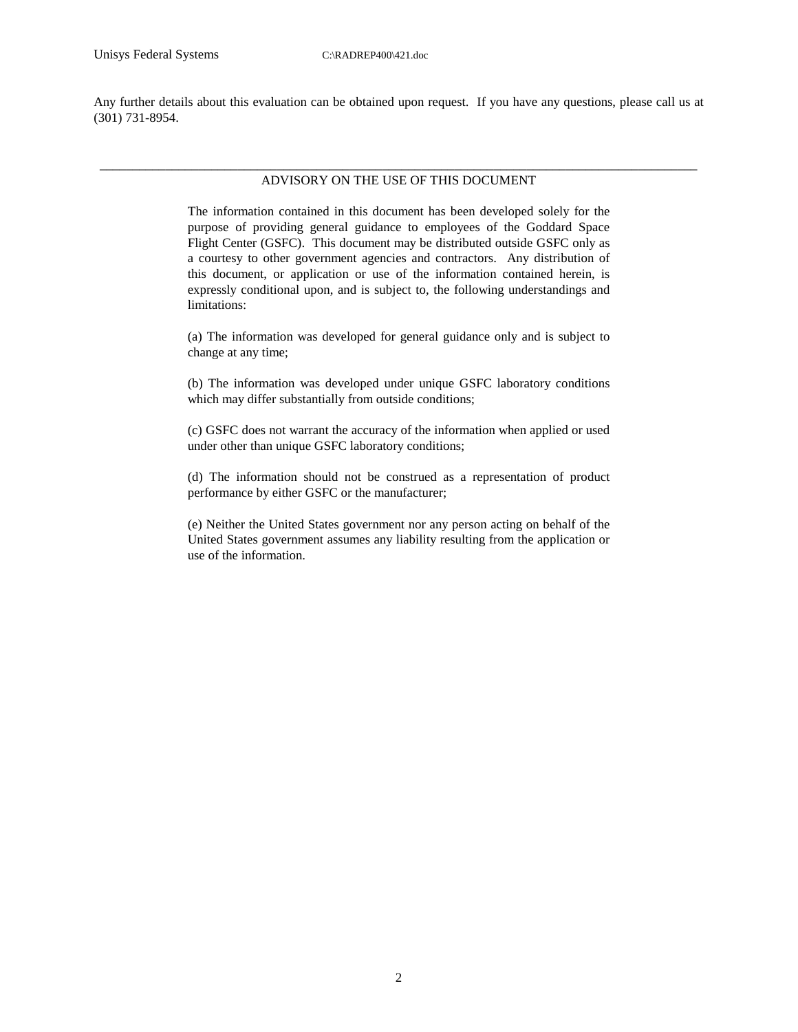Any further details about this evaluation can be obtained upon request. If you have any questions, please call us at (301) 731-8954.

---

ADVISORY ON THE USE OF THIS DOCUMENT

The information contained in this document has been developed solely for the purpose of providing general guidance to employees of the Goddard Space Flight Center (GSFC). This document may be distributed outside GSFC only as a courtesy to other government agencies and contractors. Any distribution of this document, or application or use of the information contained herein, is expressly conditional upon, and is subject to, the following understandings and limitations:

(a) The information was developed for general guidance only and is subject to change at any time;

(b) The information was developed under unique GSFC laboratory conditions which may differ substantially from outside conditions;

(c) GSFC does not warrant the accuracy of the information when applied or used under other than unique GSFC laboratory conditions;

(d) The information should not be construed as a representation of product performance by either GSFC or the manufacturer;

(e) Neither the United States government nor any person acting on behalf of the United States government assumes any liability resulting from the application or use of the information.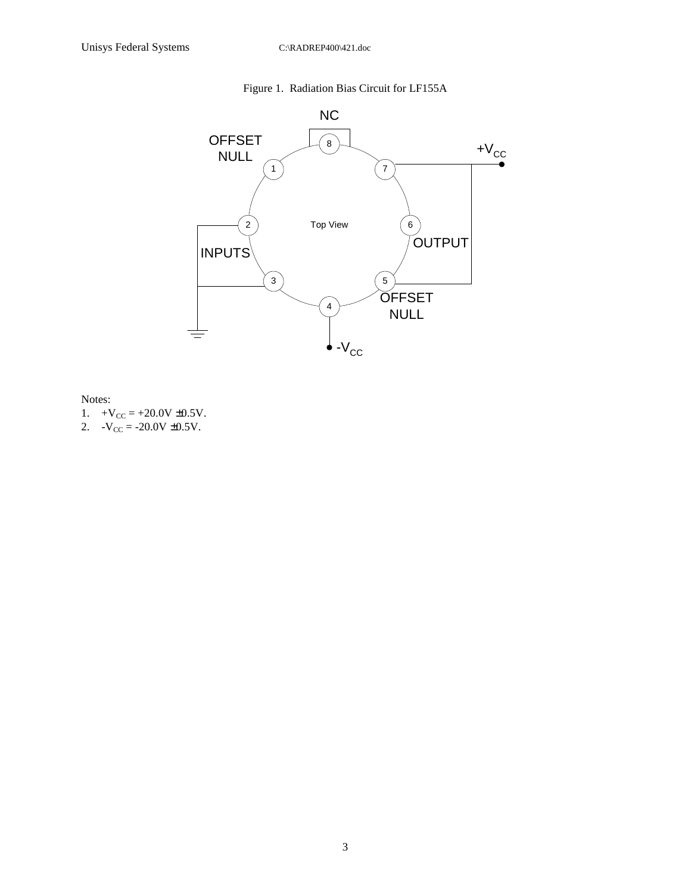Figure 1. Radiation Bias Circuit for LF155A

Notes:

1. $+V_{CC}$ = +20.0V ±0.5V.
2. $-V_{CC}$ = -20.0V ±0.5V.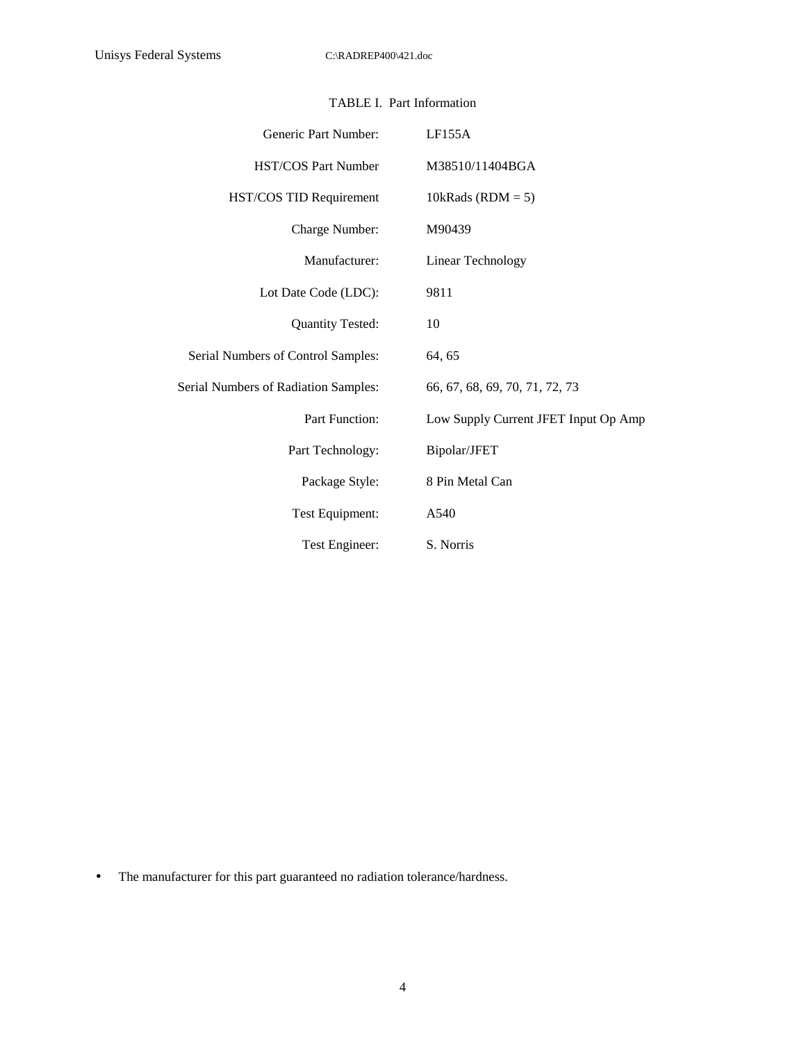TABLE I. Part Information

| | |
|---|---|
| Generic Part Number: | LF155A |
| HST/COS Part Number | M38510/11404BGA |
| HST/COS TID Requirement | 10kRads (RDM = 5) |
| Charge Number: | M90439 |
| Manufacturer: | Linear Technology |
| Lot Date Code (LDC): | 9811 |
| Quantity Tested: | 10 |
| Serial Numbers of Control Samples: | 64, 65 |
| Serial Numbers of Radiation Samples: | 66, 67, 68, 69, 70, 71, 72, 73 |
| Part Function: | Low Supply Current JFET Input Op Amp |
| Part Technology: | Bipolar/JFET |
| Package Style: | 8 Pin Metal Can |
| Test Equipment: | A540 |
| Test Engineer: | S. Norris |

- The manufacturer for this part guaranteed no radiation tolerance/hardness.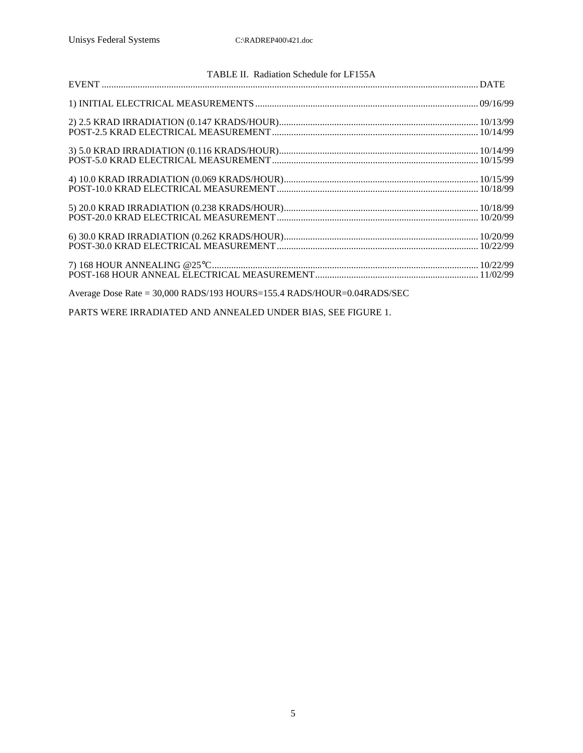TABLE II. Radiation Schedule for LF155A

| EVENT | DATE |
|---|---|
| 1) INITIAL ELECTRICAL MEASUREMENTS | 09/16/99 |
| 2) 2.5 KRAD IRRADIATION (0.147 KRADS/HOUR) | 10/13/99 |
| POST-2.5 KRAD ELECTRICAL MEASUREMENT | 10/14/99 |
| 3) 5.0 KRAD IRRADIATION (0.116 KRADS/HOUR) | 10/14/99 |
| POST-5.0 KRAD ELECTRICAL MEASUREMENT | 10/15/99 |
| 4) 10.0 KRAD IRRADIATION (0.069 KRADS/HOUR) | 10/15/99 |
| POST-10.0 KRAD ELECTRICAL MEASUREMENT | 10/18/99 |
| 5) 20.0 KRAD IRRADIATION (0.238 KRADS/HOUR) | 10/18/99 |
| POST-20.0 KRAD ELECTRICAL MEASUREMENT | 10/20/99 |
| 6) 30.0 KRAD IRRADIATION (0.262 KRADS/HOUR) | 10/20/99 |
| POST-30.0 KRAD ELECTRICAL MEASUREMENT | 10/22/99 |
| 7) 168 HOUR ANNEALING @25°C | 10/22/99 |
| POST-168 HOUR ANNEAL ELECTRICAL MEASUREMENT | 11/02/99 |

Average Dose Rate = 30,000 RADS/193 HOURS=155.4 RADS/HOUR=0.04RADS/SEC

PARTS WERE IRRADIATED AND ANNEALED UNDER BIAS, SEE FIGURE 1.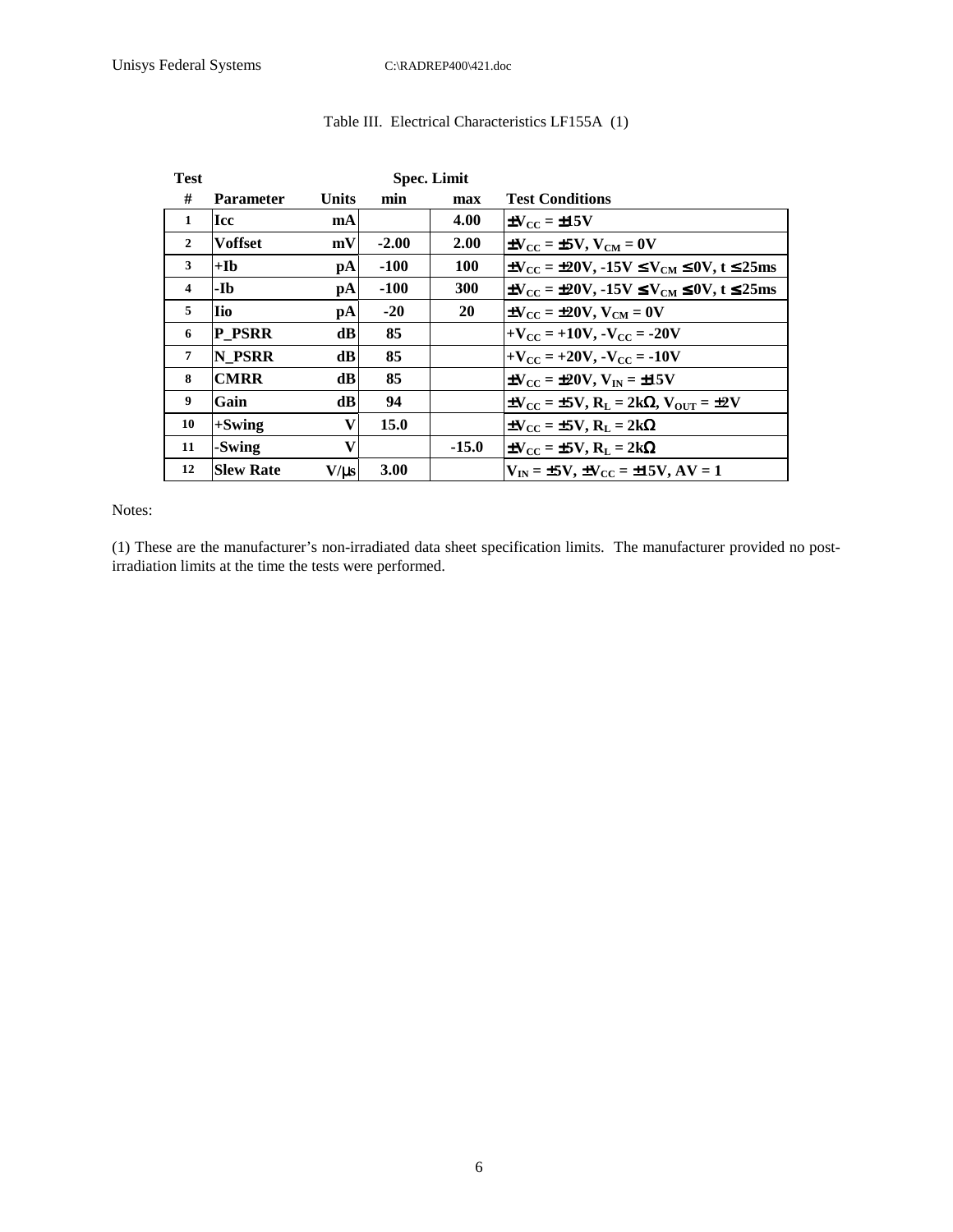Table III. Electrical Characteristics LF155A (1)

| Test # | Parameter | Units | Spec. Limit min | Spec. Limit max | Test Conditions |
|---|---|---|---|---|---|
| 1 | Icc | mA | | 4.00 | $\pm V_{CC} = \pm 15V$ |
| 2 | Voffset | mV | -2.00 | 2.00 | $\pm V_{CC} = \pm 5V$, $V_{CM} = 0V$ |
| 3 | +Ib | pA | -100 | 100 | $\pm V_{CC} = \pm 20V$, $-15V \leq V_{CM} \leq 0V$, $t \leq 25ms$ |
| 4 | -Ib | pA | -100 | 300 | $\pm V_{CC} = \pm 20V$, $-15V \leq V_{CM} \leq 0V$, $t \leq 25ms$ |
| 5 | Iio | pA | -20 | 20 | $\pm V_{CC} = \pm 20V$, $V_{CM} = 0V$ |
| 6 | P_PSRR | dB | 85 | | $+V_{CC} = +10V$, $-V_{CC} = -20V$ |
| 7 | N_PSRR | dB | 85 | | $+V_{CC} = +20V$, $-V_{CC} = -10V$ |
| 8 | CMRR | dB | 85 | | $\pm V_{CC} = \pm 20V$, $V_{IN} = \pm 15V$ |
| 9 | Gain | dB | 94 | | $\pm V_{CC} = \pm 5V$, $R_L = 2k\Omega$, $V_{OUT} = \pm 2V$ |
| 10 | +Swing | V | 15.0 | | $\pm V_{CC} = \pm 5V$, $R_L = 2k\Omega$ |
| 11 | -Swing | V | | -15.0 | $\pm V_{CC} = \pm 5V$, $R_L = 2k\Omega$ |
| 12 | Slew Rate | V/µs | 3.00 | | $V_{IN} = \pm 5V$, $\pm V_{CC} = \pm 15V$, $AV = 1$ |

Notes:

(1) These are the manufacturer's non-irradiated data sheet specification limits. The manufacturer provided no post-irradiation limits at the time the tests were performed.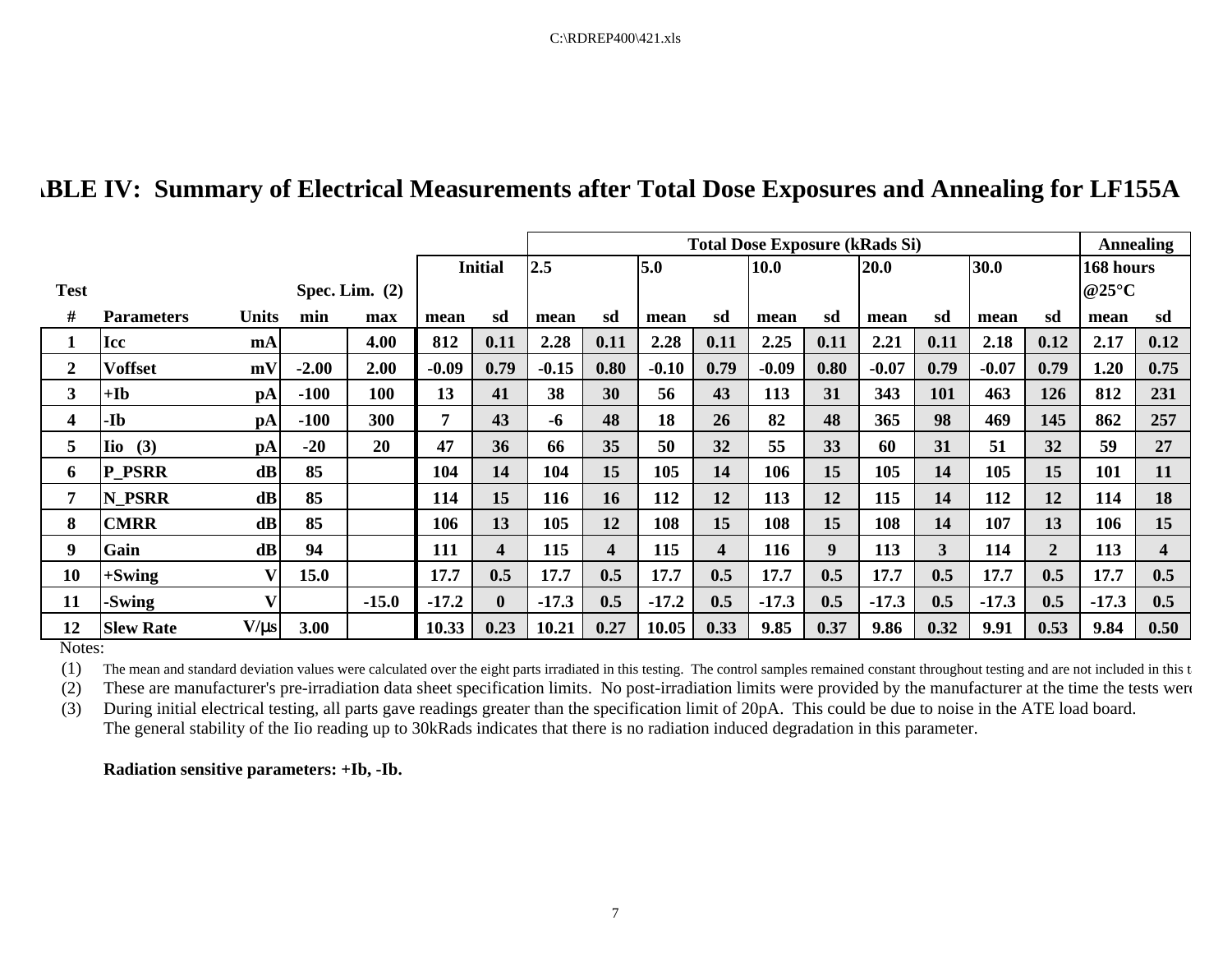## TABLE IV: Summary of Electrical Measurements after Total Dose Exposures and Annealing for LF155A

| | | | | | | | Total Dose Exposure (kRads Si) | | | | | | | | | | | | Annealing | |
|---|---|---|---|---|---|---|---|---|---|---|---|---|---|---|---|---|---|---|---|---|
| | | | | | Initial | | 2.5 | | 5.0 | | 10.0 | | 20.0 | | 30.0 | | | | 168 hours @25°C | |
| Test # | Parameters | Units | Spec. Lim. (2) min | max | mean | sd | mean | sd | mean | sd | mean | sd | mean | sd | mean | sd | | | mean | sd |
| 1 | Icc | mA | | 4.00 | 812 | 0.11 | 2.28 | 0.11 | 2.28 | 0.11 | 2.25 | 0.11 | 2.21 | 0.11 | 2.18 | 0.12 | | | 2.17 | 0.12 |
| 2 | Voffset | mV | -2.00 | 2.00 | -0.09 | 0.79 | -0.15 | 0.80 | -0.10 | 0.79 | -0.09 | 0.80 | -0.07 | 0.79 | -0.07 | 0.79 | | | 1.20 | 0.75 |
| 3 | +Ib | pA | -100 | 100 | 13 | 41 | 38 | 30 | 56 | 43 | 113 | 31 | 343 | 101 | 463 | 126 | | | 812 | 231 |
| 4 | -Ib | pA | -100 | 300 | 7 | 43 | -6 | 48 | 18 | 26 | 82 | 48 | 365 | 98 | 469 | 145 | | | 862 | 257 |
| 5 | Iio (3) | pA | -20 | 20 | 47 | 36 | 66 | 35 | 50 | 32 | 55 | 33 | 60 | 31 | 51 | 32 | | | 59 | 27 |
| 6 | P_PSRR | dB | 85 | | 104 | 14 | 104 | 15 | 105 | 14 | 106 | 15 | 105 | 14 | 105 | 15 | | | 101 | 11 |
| 7 | N_PSRR | dB | 85 | | 114 | 15 | 116 | 16 | 112 | 12 | 113 | 12 | 115 | 14 | 112 | 12 | | | 114 | 18 |
| 8 | CMRR | dB | 85 | | 106 | 13 | 105 | 12 | 108 | 15 | 108 | 15 | 108 | 14 | 107 | 13 | | | 106 | 15 |
| 9 | Gain | dB | 94 | | 111 | 4 | 115 | 4 | 115 | 4 | 116 | 9 | 113 | 3 | 114 | 2 | | | 113 | 4 |
| 10 | +Swing | V | 15.0 | | 17.7 | 0.5 | 17.7 | 0.5 | 17.7 | 0.5 | 17.7 | 0.5 | 17.7 | 0.5 | 17.7 | 0.5 | | | 17.7 | 0.5 |
| 11 | -Swing | V | | -15.0 | -17.2 | 0 | -17.3 | 0.5 | -17.2 | 0.5 | -17.3 | 0.5 | -17.3 | 0.5 | -17.3 | 0.5 | | | -17.3 | 0.5 |
| 12 | Slew Rate | V/μs | 3.00 | | 10.33 | 0.23 | 10.21 | 0.27 | 10.05 | 0.33 | 9.85 | 0.37 | 9.86 | 0.32 | 9.91 | 0.53 | | | 9.84 | 0.50 |

Notes:

(1) The mean and standard deviation values were calculated over the eight parts irradiated in this testing. The control samples remained constant throughout testing and are not included in this t

(2) These are manufacturer's pre-irradiation data sheet specification limits. No post-irradiation limits were provided by the manufacturer at the time the tests were

(3) During initial electrical testing, all parts gave readings greater than the specification limit of 20pA. This could be due to noise in the ATE load board. The general stability of the Iio reading up to 30kRads indicates that there is no radiation induced degradation in this parameter.

**Radiation sensitive parameters: +Ib, -Ib.**